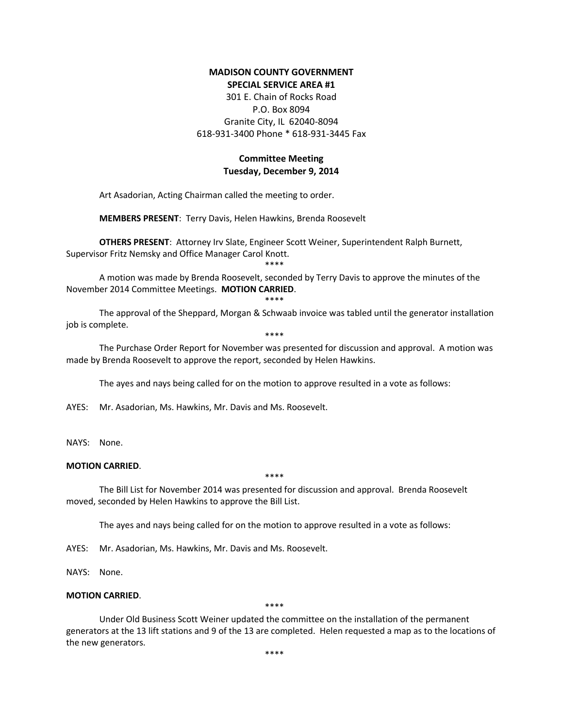**MADISON COUNTY GOVERNMENT**
**SPECIAL SERVICE AREA #1**
301 E. Chain of Rocks Road
P.O. Box 8094
Granite City, IL 62040-8094
618-931-3400 Phone * 618-931-3445 Fax

**Committee Meeting**
**Tuesday, December 9, 2014**

Art Asadorian, Acting Chairman called the meeting to order.

**MEMBERS PRESENT**: Terry Davis, Helen Hawkins, Brenda Roosevelt

**OTHERS PRESENT**: Attorney Irv Slate, Engineer Scott Weiner, Superintendent Ralph Burnett, Supervisor Fritz Nemsky and Office Manager Carol Knott.

****

A motion was made by Brenda Roosevelt, seconded by Terry Davis to approve the minutes of the November 2014 Committee Meetings. **MOTION CARRIED**.

****

The approval of the Sheppard, Morgan & Schwaab invoice was tabled until the generator installation job is complete.

****

The Purchase Order Report for November was presented for discussion and approval. A motion was made by Brenda Roosevelt to approve the report, seconded by Helen Hawkins.

The ayes and nays being called for on the motion to approve resulted in a vote as follows:

AYES: Mr. Asadorian, Ms. Hawkins, Mr. Davis and Ms. Roosevelt.

NAYS: None.

**MOTION CARRIED**.

****

The Bill List for November 2014 was presented for discussion and approval. Brenda Roosevelt moved, seconded by Helen Hawkins to approve the Bill List.

The ayes and nays being called for on the motion to approve resulted in a vote as follows:

AYES: Mr. Asadorian, Ms. Hawkins, Mr. Davis and Ms. Roosevelt.

NAYS: None.

**MOTION CARRIED**.

****

Under Old Business Scott Weiner updated the committee on the installation of the permanent generators at the 13 lift stations and 9 of the 13 are completed. Helen requested a map as to the locations of the new generators.

****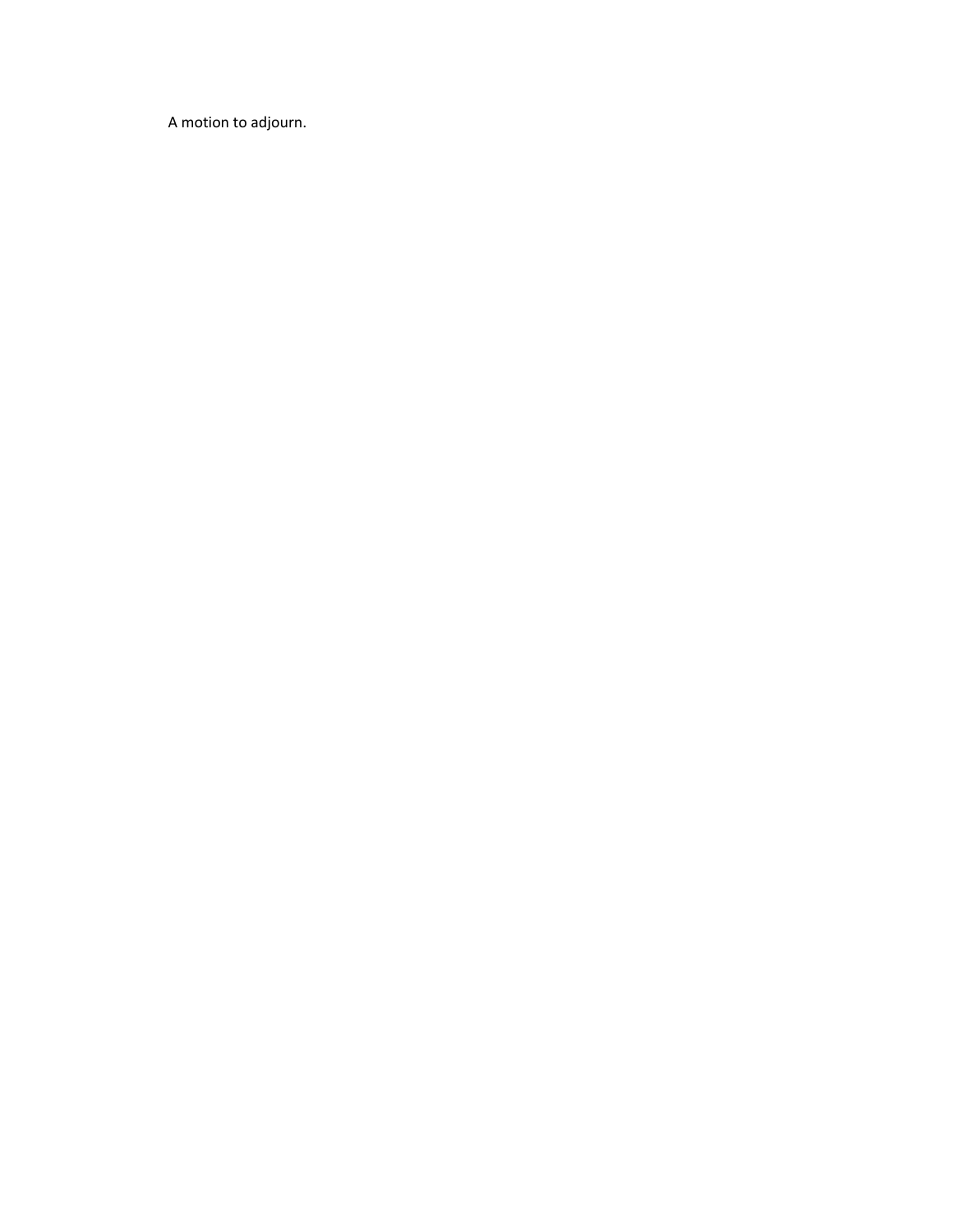A motion to adjourn.